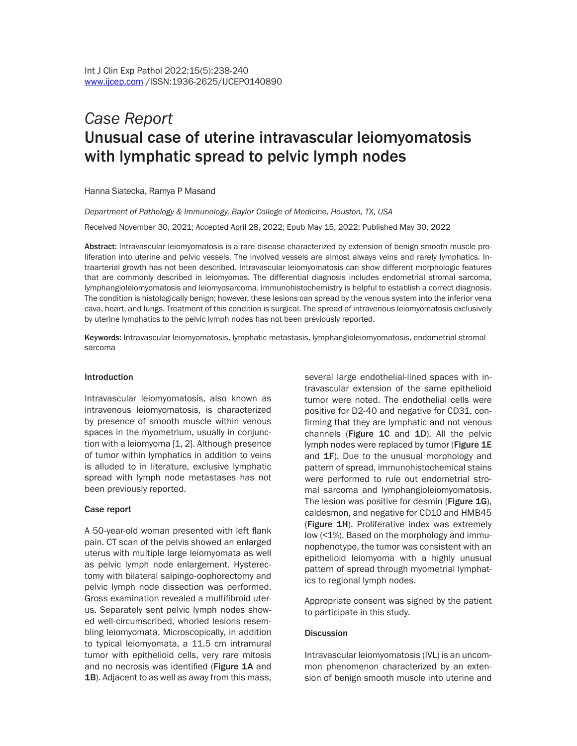*Case Report*

# Unusual case of uterine intravascular leiomyomatosis with lymphatic spread to pelvic lymph nodes

Hanna Siatecka, Ramya P Masand

*Department of Pathology & Immunology, Baylor College of Medicine, Houston, TX, USA*

Received November 30, 2021; Accepted April 28, 2022; Epub May 15, 2022; Published May 30, 2022

**Abstract:** Intravascular leiomyomatosis is a rare disease characterized by extension of benign smooth muscle proliferation into uterine and pelvic vessels. The involved vessels are almost always veins and rarely lymphatics. Intraarterial growth has not been described. Intravascular leiomyomatosis can show different morphologic features that are commonly described in leiomyomas. The differential diagnosis includes endometrial stromal sarcoma, lymphangioleiomyomatosis and leiomyosarcoma. Immunohistochemistry is helpful to establish a correct diagnosis. The condition is histologically benign; however, these lesions can spread by the venous system into the inferior vena cava, heart, and lungs. Treatment of this condition is surgical. The spread of intravenous leiomyomatosis exclusively by uterine lymphatics to the pelvic lymph nodes has not been previously reported.

**Keywords:** Intravascular leiomyomatosis, lymphatic metastasis, lymphangioleiomyomatosis, endometrial stromal sarcoma

## Introduction

Intravascular leiomyomatosis, also known as intravenous leiomyomatosis, is characterized by presence of smooth muscle within venous spaces in the myometrium, usually in conjunction with a leiomyoma [1, 2]. Although presence of tumor within lymphatics in addition to veins is alluded to in literature, exclusive lymphatic spread with lymph node metastases has not been previously reported.

## Case report

A 50-year-old woman presented with left flank pain. CT scan of the pelvis showed an enlarged uterus with multiple large leiomyomata as well as pelvic lymph node enlargement. Hysterectomy with bilateral salpingo-oophorectomy and pelvic lymph node dissection was performed. Gross examination revealed a multifibroid uterus. Separately sent pelvic lymph nodes showed well-circumscribed, whorled lesions resembling leiomyomata. Microscopically, in addition to typical leiomyomata, a 11.5 cm intramural tumor with epithelioid cells, very rare mitosis and no necrosis was identified (**Figure 1A** and **1B**). Adjacent to as well as away from this mass, several large endothelial-lined spaces with intravascular extension of the same epithelioid tumor were noted. The endothelial cells were positive for D2-40 and negative for CD31, confirming that they are lymphatic and not venous channels (**Figure 1C** and **1D**). All the pelvic lymph nodes were replaced by tumor (**Figure 1E** and **1F**). Due to the unusual morphology and pattern of spread, immunohistochemical stains were performed to rule out endometrial stromal sarcoma and lymphangioleiomyomatosis. The lesion was positive for desmin (**Figure 1G**), caldesmon, and negative for CD10 and HMB45 (**Figure 1H**). Proliferative index was extremely low (<1%). Based on the morphology and immunophenotype, the tumor was consistent with an epithelioid leiomyoma with a highly unusual pattern of spread through myometrial lymphatics to regional lymph nodes.

Appropriate consent was signed by the patient to participate in this study.

## Discussion

Intravascular leiomyomatosis (IVL) is an uncommon phenomenon characterized by an extension of benign smooth muscle into uterine and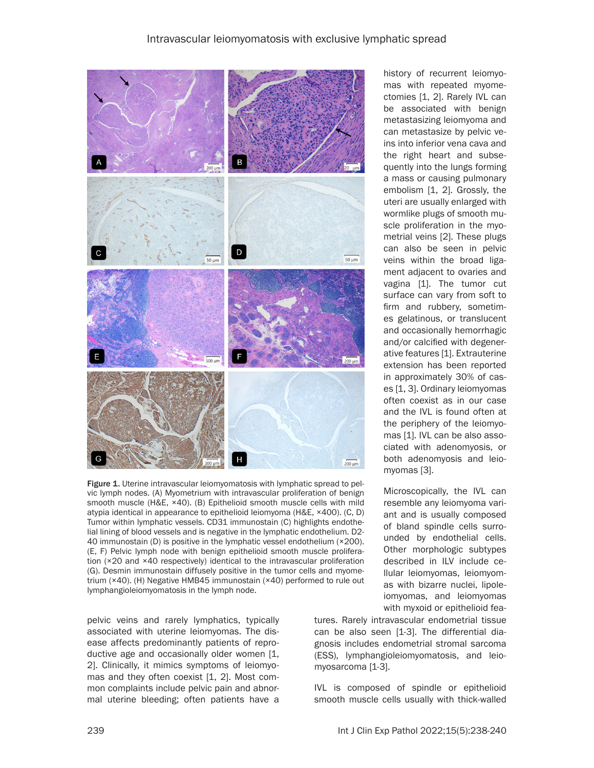Figure 1. Uterine intravascular leiomyomatosis with lymphatic spread to pelvic lymph nodes. (A) Myometrium with intravascular proliferation of benign smooth muscle (H&E, ×40). (B) Epithelioid smooth muscle cells with mild atypia identical in appearance to epithelioid leiomyoma (H&E, ×400). (C, D) Tumor within lymphatic vessels. CD31 immunostain (C) highlights endothelial lining of blood vessels and is negative in the lymphatic endothelium. D2-40 immunostain (D) is positive in the lymphatic vessel endothelium (×200). (E, F) Pelvic lymph node with benign epithelioid smooth muscle proliferation (×20 and ×40 respectively) identical to the intravascular proliferation (G). Desmin immunostain diffusely positive in the tumor cells and myometrium (×40). (H) Negative HMB45 immunostain (×40) performed to rule out lymphangioleiomyomatosis in the lymph node.

pelvic veins and rarely lymphatics, typically associated with uterine leiomyomas. The disease affects predominantly patients of reproductive age and occasionally older women [1, 2]. Clinically, it mimics symptoms of leiomyomas and they often coexist [1, 2]. Most common complaints include pelvic pain and abnormal uterine bleeding; often patients have a history of recurrent leiomyomas with repeated myomectomies [1, 2]. Rarely IVL can be associated with benign metastasizing leiomyoma and can metastasize by pelvic veins into inferior vena cava and the right heart and subsequently into the lungs forming a mass or causing pulmonary embolism [1, 2]. Grossly, the uteri are usually enlarged with wormlike plugs of smooth muscle proliferation in the myometrial veins [2]. These plugs can also be seen in pelvic veins within the broad ligament adjacent to ovaries and vagina [1]. The tumor cut surface can vary from soft to firm and rubbery, sometimes gelatinous, or translucent and occasionally hemorrhagic and/or calcified with degenerative features [1]. Extrauterine extension has been reported in approximately 30% of cases [1, 3]. Ordinary leiomyomas often coexist as in our case and the IVL is found often at the periphery of the leiomyomas [1]. IVL can be also associated with adenomyosis, or both adenomyosis and leiomyomas [3].

Microscopically, the IVL can resemble any leiomyoma variant and is usually composed of bland spindle cells surrounded by endothelial cells. Other morphologic subtypes described in ILV include cellular leiomyomas, leiomyomas with bizarre nuclei, lipoleiomyomas, and leiomyomas with myxoid or epithelioid features. Rarely intravascular endometrial tissue can be also seen [1-3]. The differential diagnosis includes endometrial stromal sarcoma (ESS), lymphangioleiomyomatosis, and leiomyosarcoma [1-3].

IVL is composed of spindle or epithelioid smooth muscle cells usually with thick-walled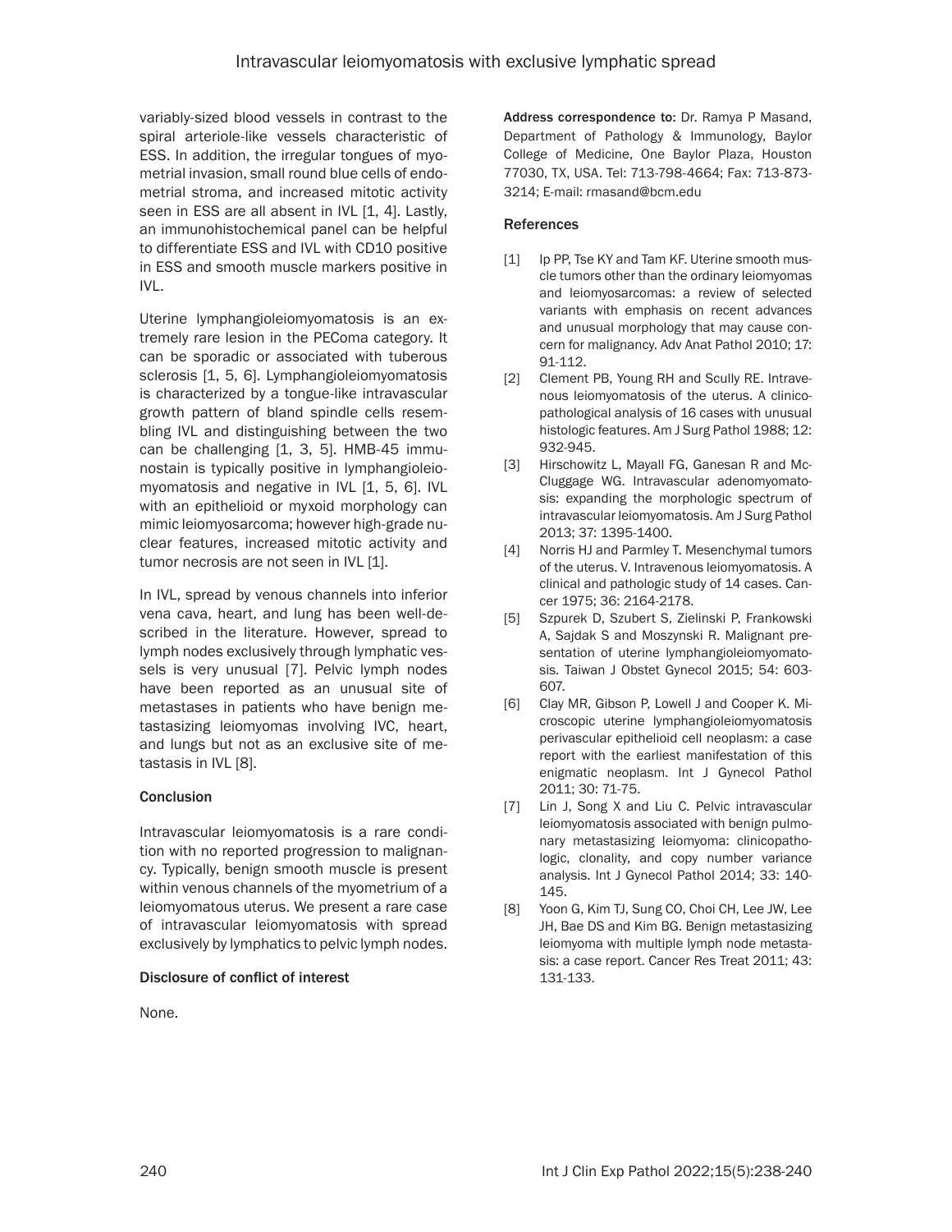variably-sized blood vessels in contrast to the spiral arteriole-like vessels characteristic of ESS. In addition, the irregular tongues of myometrial invasion, small round blue cells of endometrial stroma, and increased mitotic activity seen in ESS are all absent in IVL [1, 4]. Lastly, an immunohistochemical panel can be helpful to differentiate ESS and IVL with CD10 positive in ESS and smooth muscle markers positive in IVL.

Uterine lymphangioleiomyomatosis is an extremely rare lesion in the PEComa category. It can be sporadic or associated with tuberous sclerosis [1, 5, 6]. Lymphangioleiomyomatosis is characterized by a tongue-like intravascular growth pattern of bland spindle cells resembling IVL and distinguishing between the two can be challenging [1, 3, 5]. HMB-45 immunostain is typically positive in lymphangioleiomyomatosis and negative in IVL [1, 5, 6]. IVL with an epithelioid or myxoid morphology can mimic leiomyosarcoma; however high-grade nuclear features, increased mitotic activity and tumor necrosis are not seen in IVL [1].

In IVL, spread by venous channels into inferior vena cava, heart, and lung has been well-described in the literature. However, spread to lymph nodes exclusively through lymphatic vessels is very unusual [7]. Pelvic lymph nodes have been reported as an unusual site of metastases in patients who have benign metastasizing leiomyomas involving IVC, heart, and lungs but not as an exclusive site of metastasis in IVL [8].

## Conclusion

Intravascular leiomyomatosis is a rare condition with no reported progression to malignancy. Typically, benign smooth muscle is present within venous channels of the myometrium of a leiomyomatous uterus. We present a rare case of intravascular leiomyomatosis with spread exclusively by lymphatics to pelvic lymph nodes.

## Disclosure of conflict of interest

None.

**Address correspondence to:** Dr. Ramya P Masand, Department of Pathology & Immunology, Baylor College of Medicine, One Baylor Plaza, Houston 77030, TX, USA. Tel: 713-798-4664; Fax: 713-873-3214; E-mail: rmasand@bcm.edu

## References

[1] Ip PP, Tse KY and Tam KF. Uterine smooth muscle tumors other than the ordinary leiomyomas and leiomyosarcomas: a review of selected variants with emphasis on recent advances and unusual morphology that may cause concern for malignancy. Adv Anat Pathol 2010; 17: 91-112.

[2] Clement PB, Young RH and Scully RE. Intravenous leiomyomatosis of the uterus. A clinicopathological analysis of 16 cases with unusual histologic features. Am J Surg Pathol 1988; 12: 932-945.

[3] Hirschowitz L, Mayall FG, Ganesan R and McCluggage WG. Intravascular adenomyomatosis: expanding the morphologic spectrum of intravascular leiomyomatosis. Am J Surg Pathol 2013; 37: 1395-1400.

[4] Norris HJ and Parmley T. Mesenchymal tumors of the uterus. V. Intravenous leiomyomatosis. A clinical and pathologic study of 14 cases. Cancer 1975; 36: 2164-2178.

[5] Szpurek D, Szubert S, Zielinski P, Frankowski A, Sajdak S and Moszynski R. Malignant presentation of uterine lymphangioleiomyomatosis. Taiwan J Obstet Gynecol 2015; 54: 603-607.

[6] Clay MR, Gibson P, Lowell J and Cooper K. Microscopic uterine lymphangioleiomyomatosis perivascular epithelioid cell neoplasm: a case report with the earliest manifestation of this enigmatic neoplasm. Int J Gynecol Pathol 2011; 30: 71-75.

[7] Lin J, Song X and Liu C. Pelvic intravascular leiomyomatosis associated with benign pulmonary metastasizing leiomyoma: clinicopathologic, clonality, and copy number variance analysis. Int J Gynecol Pathol 2014; 33: 140-145.

[8] Yoon G, Kim TJ, Sung CO, Choi CH, Lee JW, Lee JH, Bae DS and Kim BG. Benign metastasizing leiomyoma with multiple lymph node metastasis: a case report. Cancer Res Treat 2011; 43: 131-133.